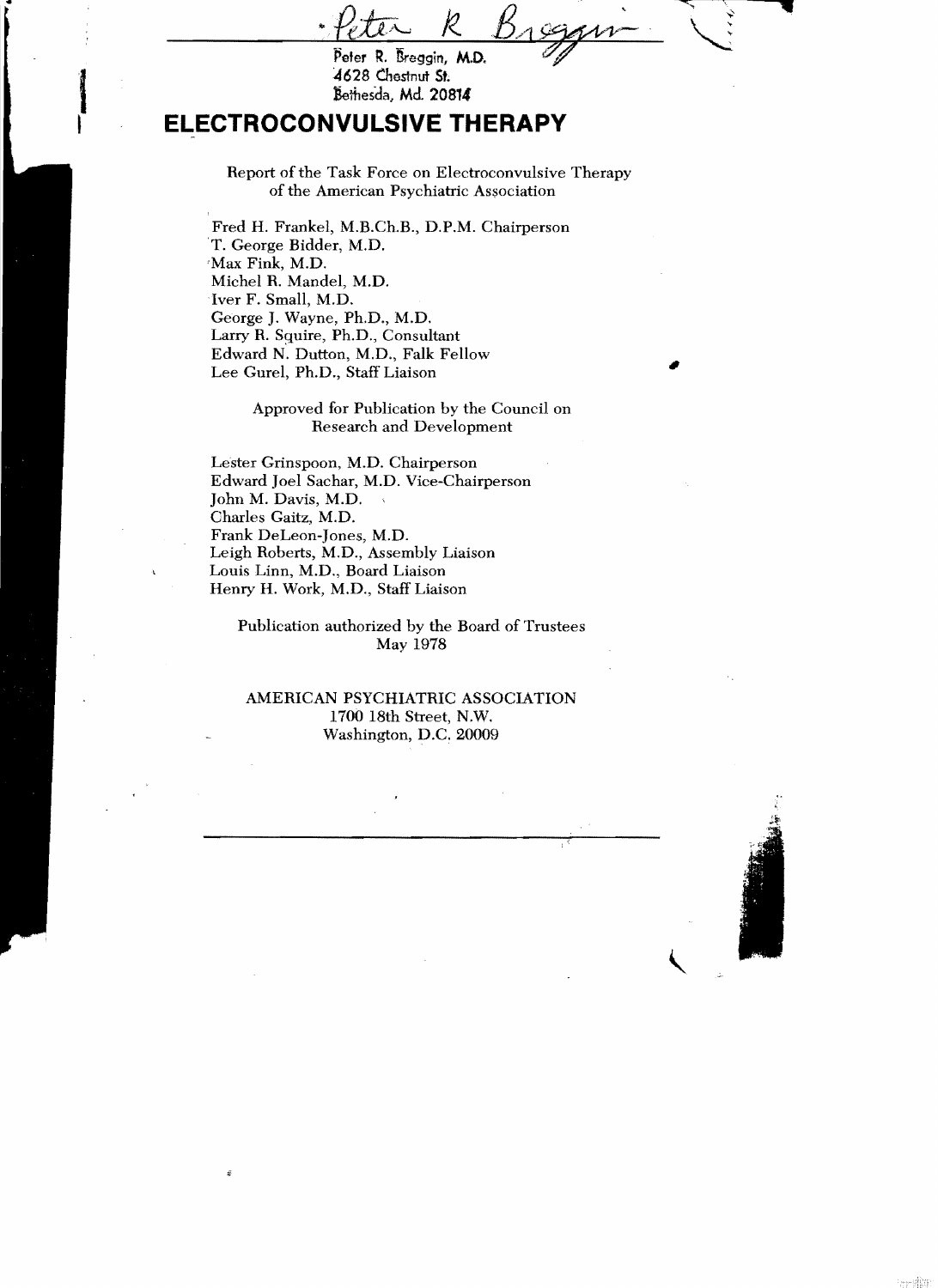Peter R Breggin

Peter R. Breggin, M.D.
4628 Chestnut St.
Bethesda, Md. 20814

# ELECTROCONVULSIVE THERAPY

Report of the Task Force on Electroconvulsive Therapy of the American Psychiatric Association

Fred H. Frankel, M.B.Ch.B., D.P.M. Chairperson
T. George Bidder, M.D.
Max Fink, M.D.
Michel R. Mandel, M.D.
Iver F. Small, M.D.
George J. Wayne, Ph.D., M.D.
Larry R. Squire, Ph.D., Consultant
Edward N. Dutton, M.D., Falk Fellow
Lee Gurel, Ph.D., Staff Liaison

Approved for Publication by the Council on Research and Development

Lester Grinspoon, M.D. Chairperson
Edward Joel Sachar, M.D. Vice-Chairperson
John M. Davis, M.D.
Charles Gaitz, M.D.
Frank DeLeon-Jones, M.D.
Leigh Roberts, M.D., Assembly Liaison
Louis Linn, M.D., Board Liaison
Henry H. Work, M.D., Staff Liaison

Publication authorized by the Board of Trustees
May 1978

AMERICAN PSYCHIATRIC ASSOCIATION
1700 18th Street, N.W.
Washington, D.C. 20009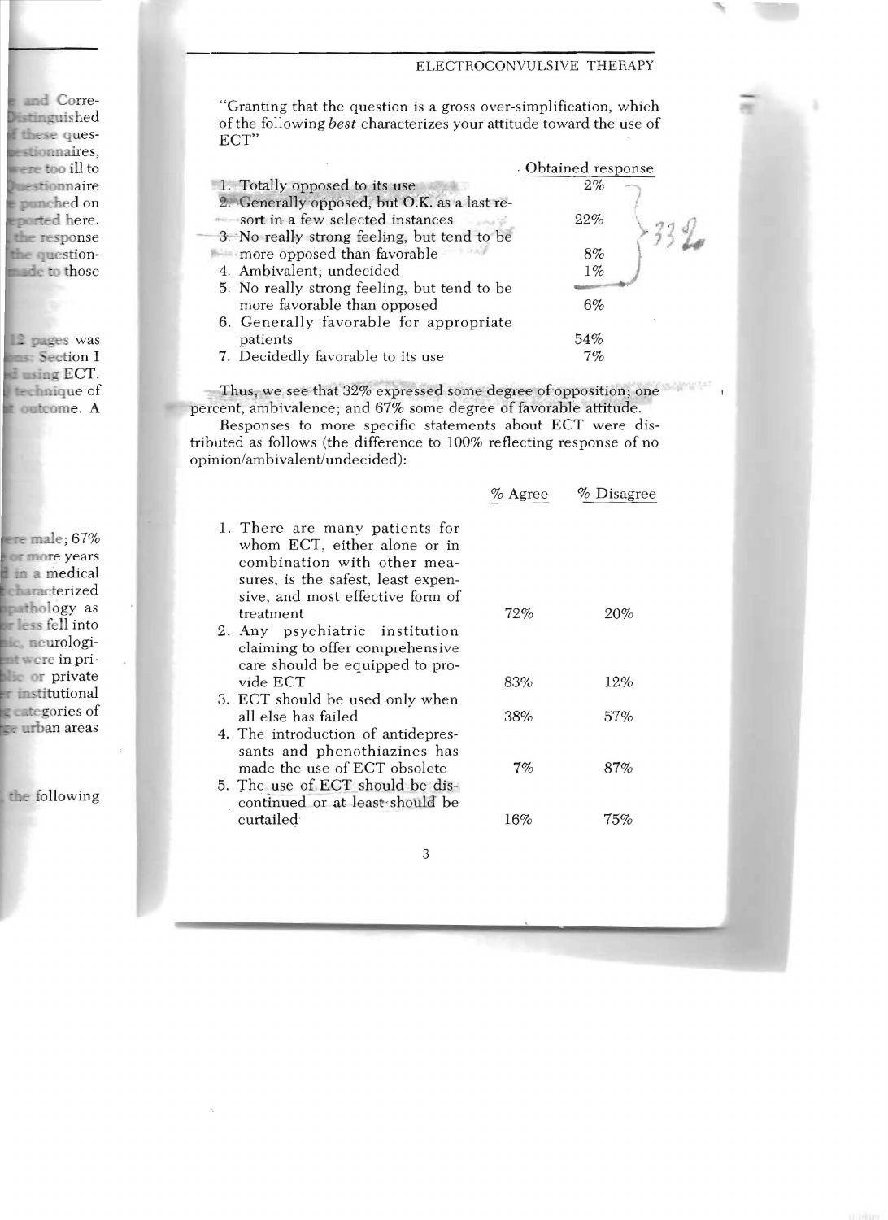"Granting that the question is a gross over-simplification, which of the following *best* characterizes your attitude toward the use of ECT"

| | Obtained response |
|---|---|
| 1. Totally opposed to its use | 2% |
| 2. Generally opposed, but O.K. as a last resort in a few selected instances | 22% |
| 3. No really strong feeling, but tend to be more opposed than favorable | 8% |
| 4. Ambivalent; undecided | 1% |
| 5. No really strong feeling, but tend to be more favorable than opposed | 6% |
| 6. Generally favorable for appropriate patients | 54% |
| 7. Decidedly favorable to its use | 7% |

Thus, we see that 32% expressed some degree of opposition; one percent, ambivalence; and 67% some degree of favorable attitude.

Responses to more specific statements about ECT were distributed as follows (the difference to 100% reflecting response of no opinion/ambivalent/undecided):

| | % Agree | % Disagree |
|---|---|---|
| 1. There are many patients for whom ECT, either alone or in combination with other measures, is the safest, least expensive, and most effective form of treatment | 72% | 20% |
| 2. Any psychiatric institution claiming to offer comprehensive care should be equipped to provide ECT | 83% | 12% |
| 3. ECT should be used only when all else has failed | 38% | 57% |
| 4. The introduction of antidepressants and phenothiazines has made the use of ECT obsolete | 7% | 87% |
| 5. The use of ECT should be discontinued or at least should be curtailed | 16% | 75% |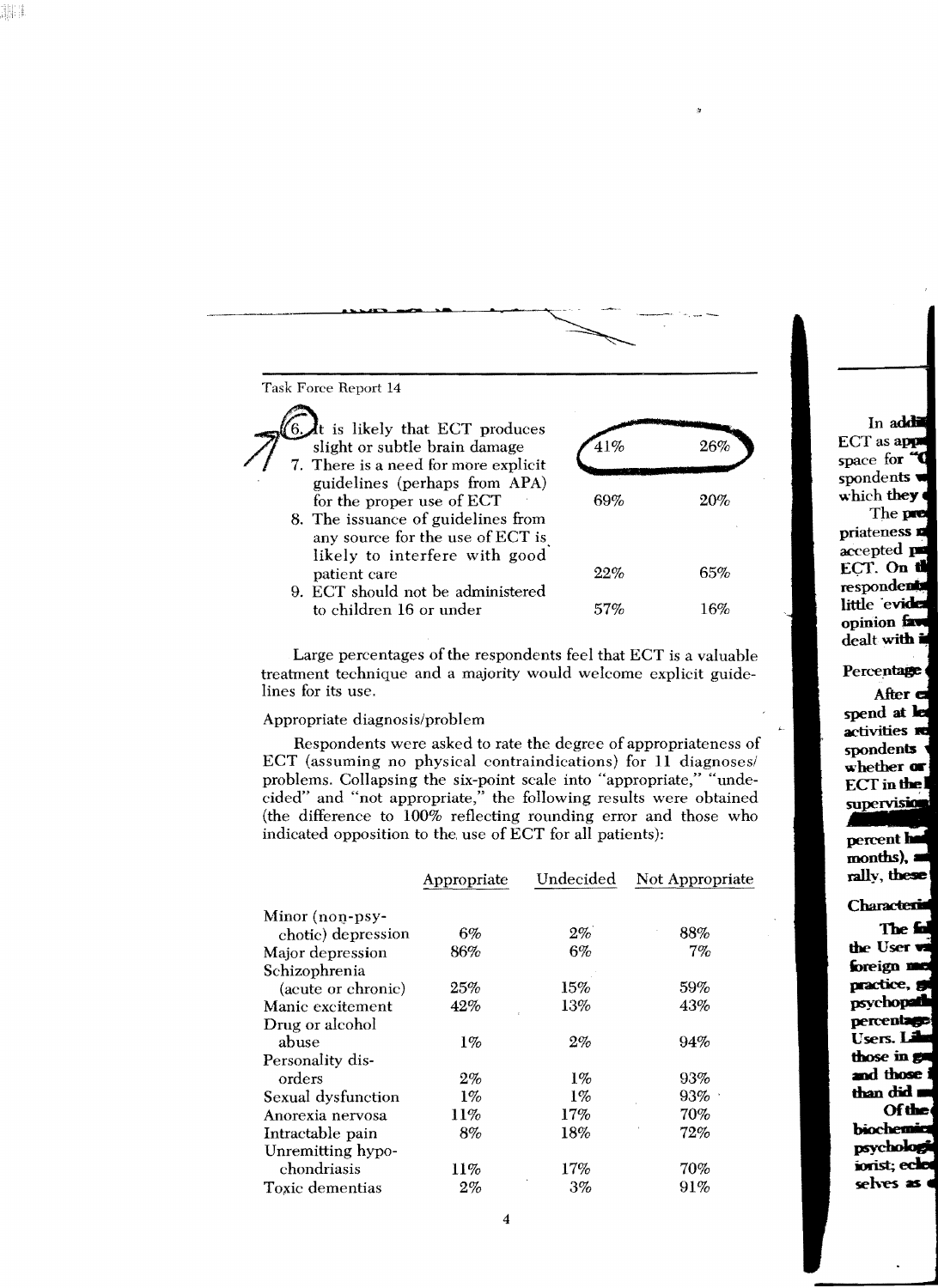| | | |
|---|---|---|
| 6. It is likely that ECT produces slight or subtle brain damage | 41% | 26% |
| 7. There is a need for more explicit guidelines (perhaps from APA) for the proper use of ECT | 69% | 20% |
| 8. The issuance of guidelines from any source for the use of ECT is likely to interfere with good patient care | 22% | 65% |
| 9. ECT should not be administered to children 16 or under | 57% | 16% |

Large percentages of the respondents feel that ECT is a valuable treatment technique and a majority would welcome explicit guidelines for its use.

### Appropriate diagnosis/problem

Respondents were asked to rate the degree of appropriateness of ECT (assuming no physical contraindications) for 11 diagnoses/problems. Collapsing the six-point scale into "appropriate," "undecided" and "not appropriate," the following results were obtained (the difference to 100% reflecting rounding error and those who indicated opposition to the use of ECT for all patients):

| | Appropriate | Undecided | Not Appropriate |
|---|---|---|---|
| Minor (non-psychotic) depression | 6% | 2% | 88% |
| Major depression | 86% | 6% | 7% |
| Schizophrenia (acute or chronic) | 25% | 15% | 59% |
| Manic excitement | 42% | 13% | 43% |
| Drug or alcohol abuse | 1% | 2% | 94% |
| Personality disorders | 2% | 1% | 93% |
| Sexual dysfunction | 1% | 1% | 93% |
| Anorexia nervosa | 11% | 17% | 70% |
| Intractable pain | 8% | 18% | 72% |
| Unremitting hypochondriasis | 11% | 17% | 70% |
| Toxic dementias | 2% | 3% | 91% |